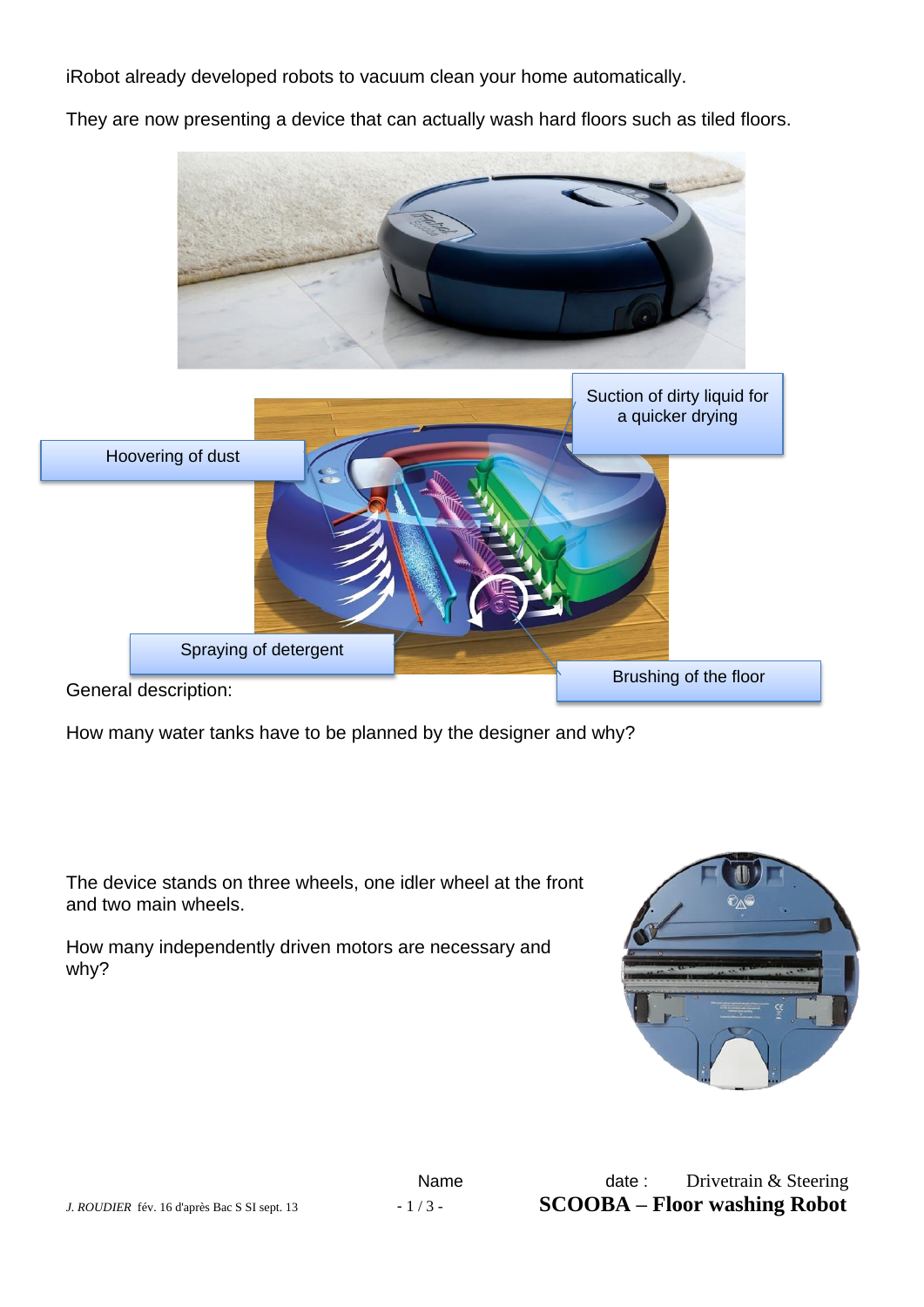iRobot already developed robots to vacuum clean your home automatically.

They are now presenting a device that can actually wash hard floors such as tiled floors.

Suction of dirty liquid for a quicker drying

Hoovering of dust

Spraying of detergent

Brushing of the floor

General description:

How many water tanks have to be planned by the designer and why?

The device stands on three wheels, one idler wheel at the front and two main wheels.

How many independently driven motors are necessary and why?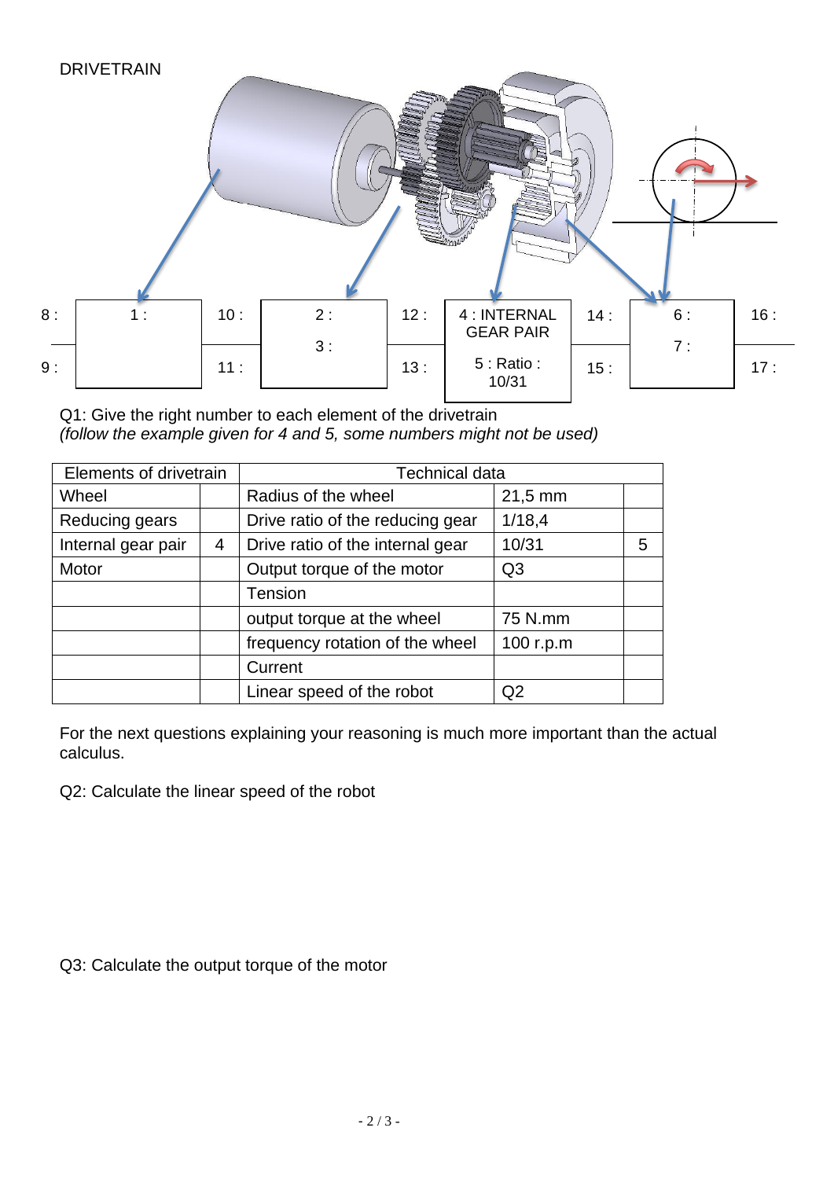DRIVETRAIN

| 8 : | 1 : | 10 : | 2 : | 12 : | 4 : INTERNAL GEAR PAIR | 14 : | 6 : | 16 : |
|---|---|---|---|---|---|---|---|---|
| 9 : | | 11 : | 3 : | 13 : | 5 : Ratio : 10/31 | 15 : | 7 : | 17 : |

Q1: Give the right number to each element of the drivetrain
*(follow the example given for 4 and 5, some numbers might not be used)*

| Elements of drivetrain | | Technical data | | |
|---|---|---|---|---|
| Wheel | | Radius of the wheel | 21,5 mm | |
| Reducing gears | | Drive ratio of the reducing gear | 1/18,4 | |
| Internal gear pair | 4 | Drive ratio of the internal gear | 10/31 | 5 |
| Motor | | Output torque of the motor | Q3 | |
| | | Tension | | |
| | | output torque at the wheel | 75 N.mm | |
| | | frequency rotation of the wheel | 100 r.p.m | |
| | | Current | | |
| | | Linear speed of the robot | Q2 | |

For the next questions explaining your reasoning is much more important than the actual calculus.

Q2: Calculate the linear speed of the robot

Q3: Calculate the output torque of the motor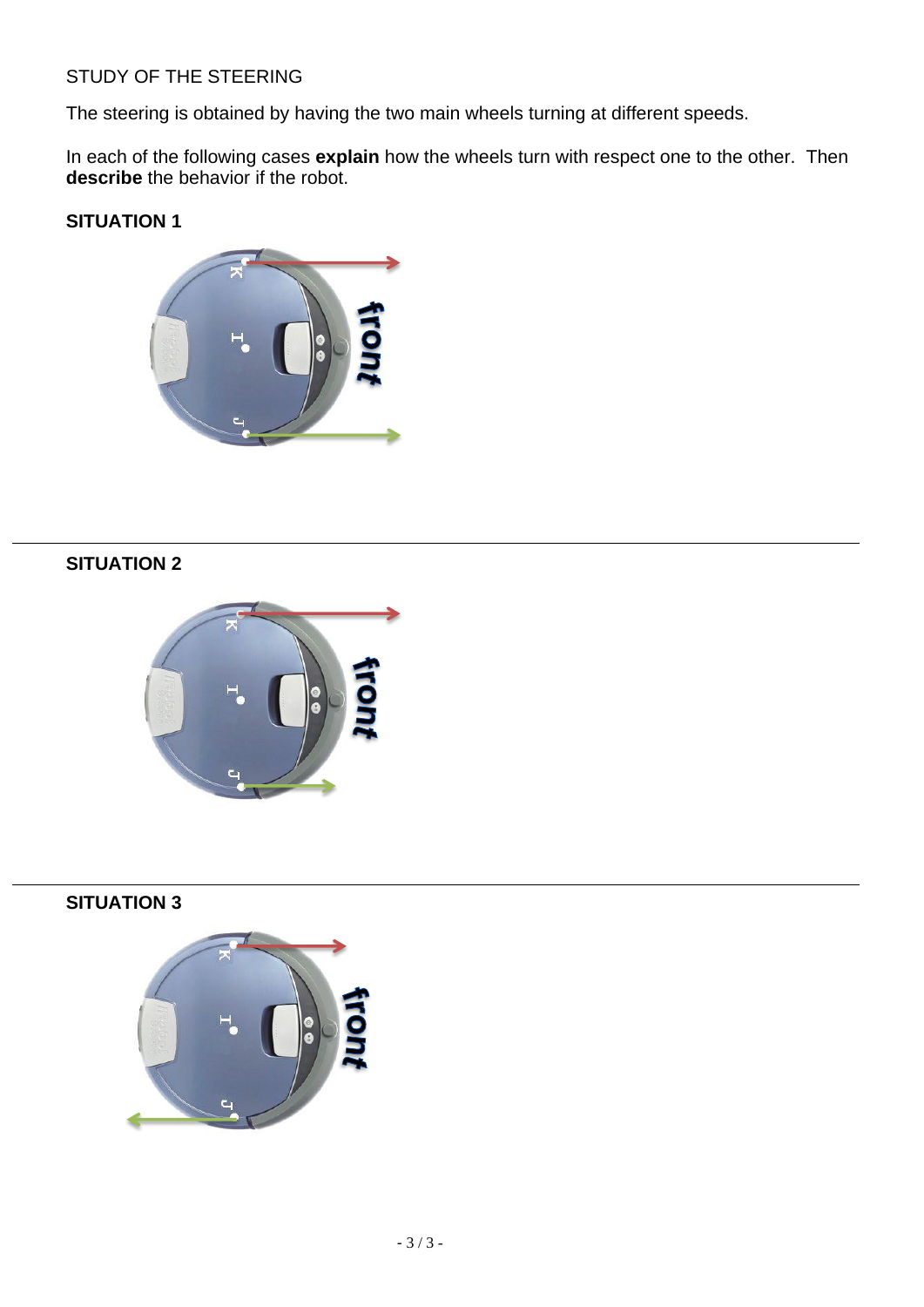STUDY OF THE STEERING

The steering is obtained by having the two main wheels turning at different speeds.

In each of the following cases **explain** how the wheels turn with respect one to the other. Then **describe** the behavior if the robot.

**SITUATION 1**

K

I

J

front

---

**SITUATION 2**

K

I

J

front

---

**SITUATION 3**

K

I

J

front